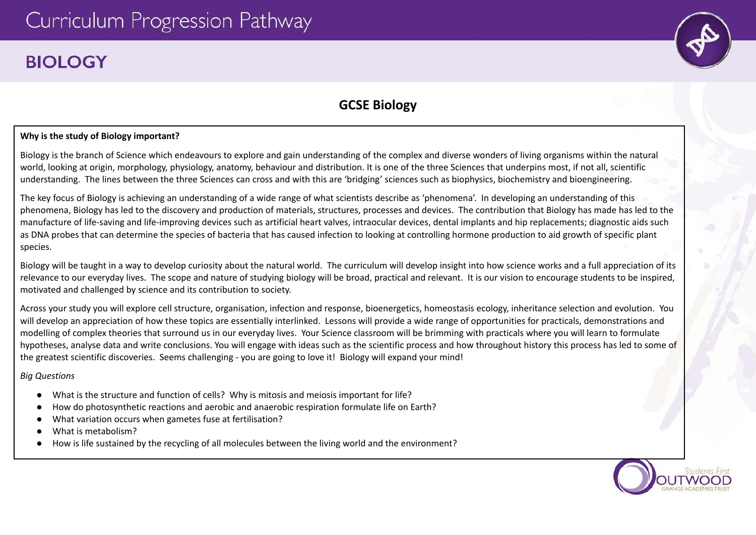# Curriculum Progression Pathway

## BIOLOGY

### GCSE Biology

**Why is the study of Biology important?**

Biology is the branch of Science which endeavours to explore and gain understanding of the complex and diverse wonders of living organisms within the natural world, looking at origin, morphology, physiology, anatomy, behaviour and distribution. It is one of the three Sciences that underpins most, if not all, scientific understanding. The lines between the three Sciences can cross and with this are 'bridging' sciences such as biophysics, biochemistry and bioengineering.

The key focus of Biology is achieving an understanding of a wide range of what scientists describe as 'phenomena'. In developing an understanding of this phenomena, Biology has led to the discovery and production of materials, structures, processes and devices. The contribution that Biology has made has led to the manufacture of life-saving and life-improving devices such as artificial heart valves, intraocular devices, dental implants and hip replacements; diagnostic aids such as DNA probes that can determine the species of bacteria that has caused infection to looking at controlling hormone production to aid growth of specific plant species.

Biology will be taught in a way to develop curiosity about the natural world. The curriculum will develop insight into how science works and a full appreciation of its relevance to our everyday lives. The scope and nature of studying biology will be broad, practical and relevant. It is our vision to encourage students to be inspired, motivated and challenged by science and its contribution to society.

Across your study you will explore cell structure, organisation, infection and response, bioenergetics, homeostasis ecology, inheritance selection and evolution. You will develop an appreciation of how these topics are essentially interlinked. Lessons will provide a wide range of opportunities for practicals, demonstrations and modelling of complex theories that surround us in our everyday lives. Your Science classroom will be brimming with practicals where you will learn to formulate hypotheses, analyse data and write conclusions. You will engage with ideas such as the scientific process and how throughout history this process has led to some of the greatest scientific discoveries. Seems challenging - you are going to love it! Biology will expand your mind!

*Big Questions*

- What is the structure and function of cells? Why is mitosis and meiosis important for life?
- How do photosynthetic reactions and aerobic and anaerobic respiration formulate life on Earth?
- What variation occurs when gametes fuse at fertilisation?
- What is metabolism?
- How is life sustained by the recycling of all molecules between the living world and the environment?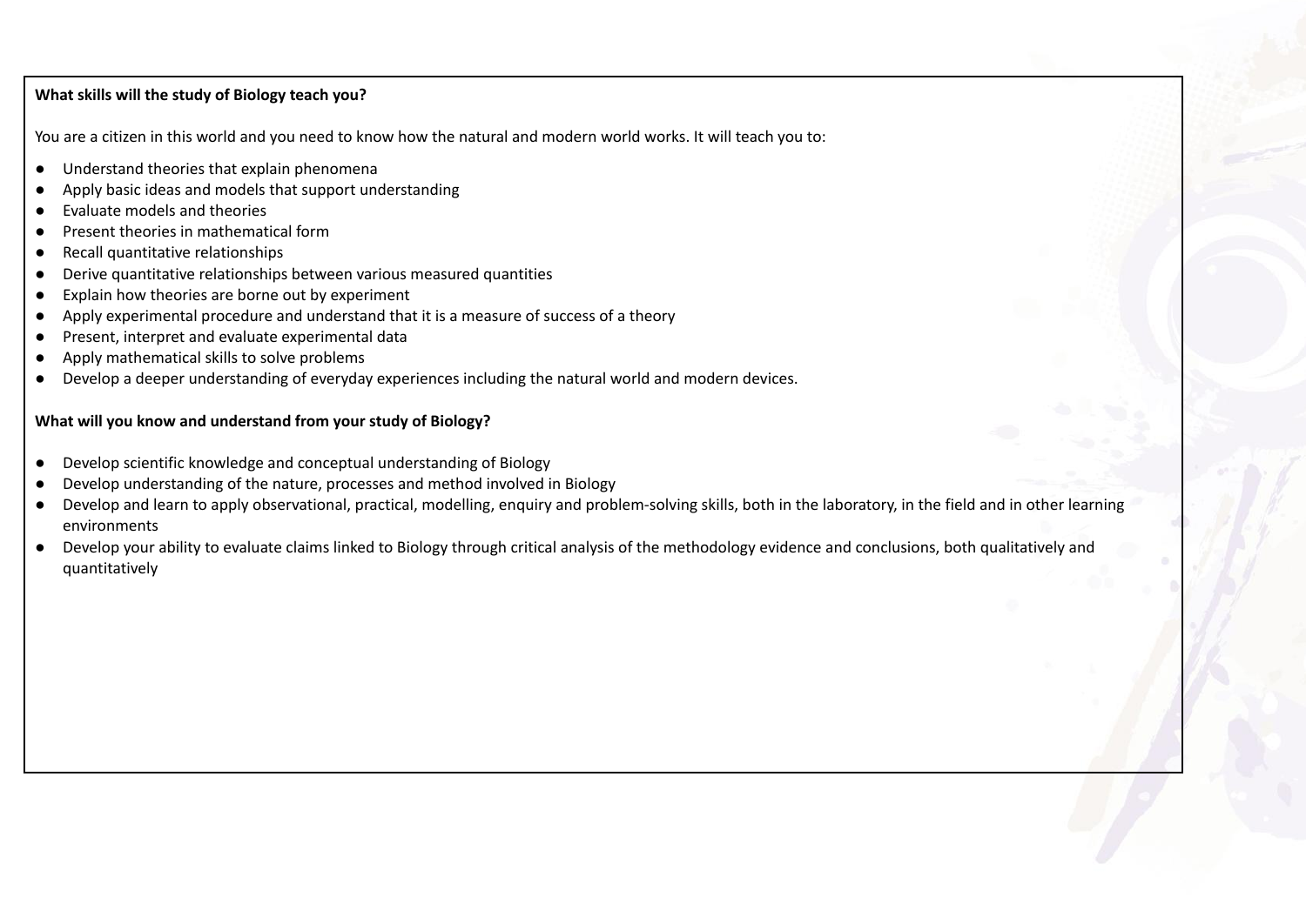**What skills will the study of Biology teach you?**

You are a citizen in this world and you need to know how the natural and modern world works. It will teach you to:

- Understand theories that explain phenomena
- Apply basic ideas and models that support understanding
- Evaluate models and theories
- Present theories in mathematical form
- Recall quantitative relationships
- Derive quantitative relationships between various measured quantities
- Explain how theories are borne out by experiment
- Apply experimental procedure and understand that it is a measure of success of a theory
- Present, interpret and evaluate experimental data
- Apply mathematical skills to solve problems
- Develop a deeper understanding of everyday experiences including the natural world and modern devices.

**What will you know and understand from your study of Biology?**

- Develop scientific knowledge and conceptual understanding of Biology
- Develop understanding of the nature, processes and method involved in Biology
- Develop and learn to apply observational, practical, modelling, enquiry and problem-solving skills, both in the laboratory, in the field and in other learning environments
- Develop your ability to evaluate claims linked to Biology through critical analysis of the methodology evidence and conclusions, both qualitatively and quantitatively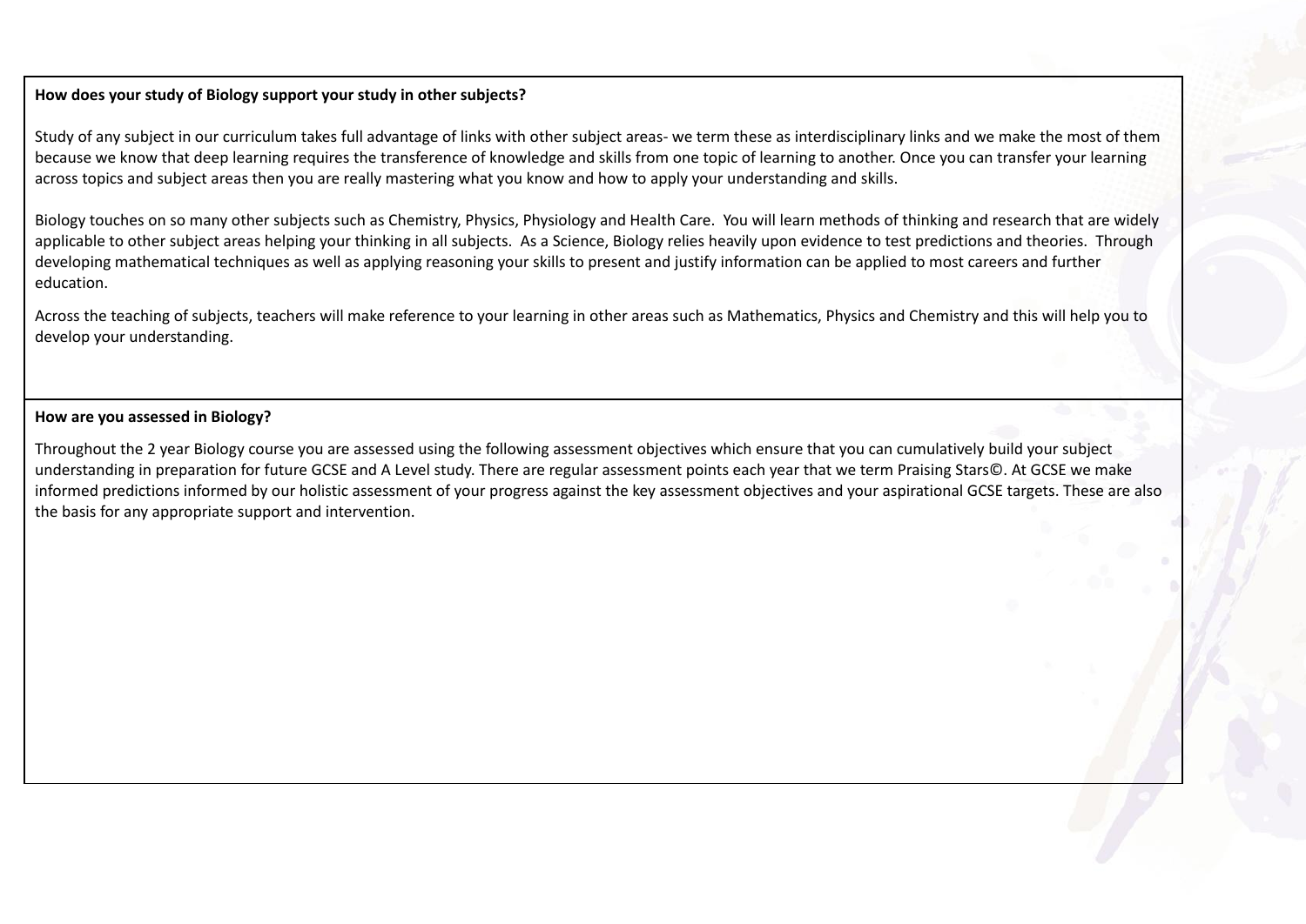**How does your study of Biology support your study in other subjects?**

Study of any subject in our curriculum takes full advantage of links with other subject areas- we term these as interdisciplinary links and we make the most of them because we know that deep learning requires the transference of knowledge and skills from one topic of learning to another. Once you can transfer your learning across topics and subject areas then you are really mastering what you know and how to apply your understanding and skills.

Biology touches on so many other subjects such as Chemistry, Physics, Physiology and Health Care. You will learn methods of thinking and research that are widely applicable to other subject areas helping your thinking in all subjects. As a Science, Biology relies heavily upon evidence to test predictions and theories. Through developing mathematical techniques as well as applying reasoning your skills to present and justify information can be applied to most careers and further education.

Across the teaching of subjects, teachers will make reference to your learning in other areas such as Mathematics, Physics and Chemistry and this will help you to develop your understanding.

**How are you assessed in Biology?**

Throughout the 2 year Biology course you are assessed using the following assessment objectives which ensure that you can cumulatively build your subject understanding in preparation for future GCSE and A Level study. There are regular assessment points each year that we term Praising Stars©. At GCSE we make informed predictions informed by our holistic assessment of your progress against the key assessment objectives and your aspirational GCSE targets. These are also the basis for any appropriate support and intervention.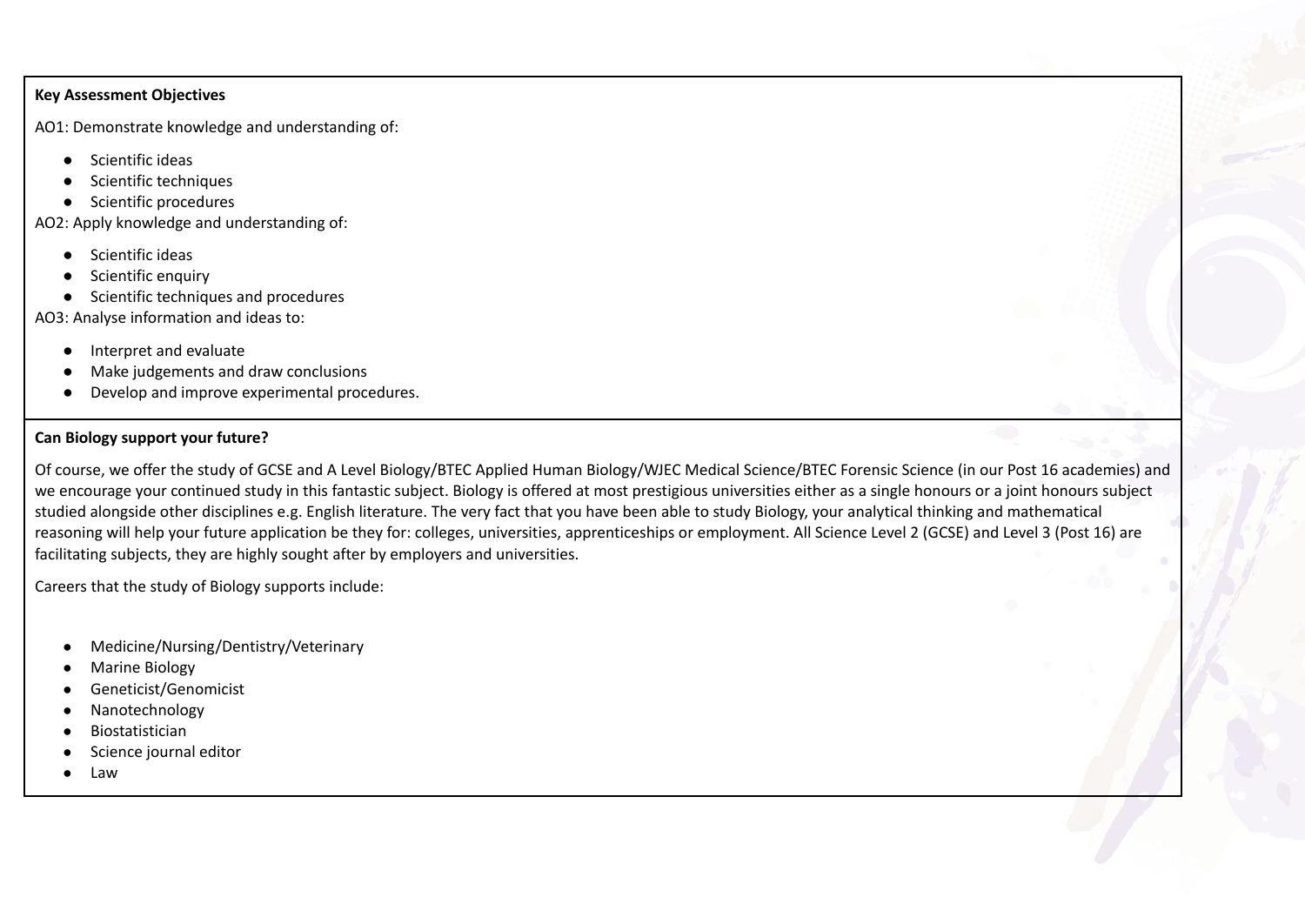**Key Assessment Objectives**

AO1: Demonstrate knowledge and understanding of:

- Scientific ideas
- Scientific techniques
- Scientific procedures

AO2: Apply knowledge and understanding of:

- Scientific ideas
- Scientific enquiry
- Scientific techniques and procedures

AO3: Analyse information and ideas to:

- Interpret and evaluate
- Make judgements and draw conclusions
- Develop and improve experimental procedures.

**Can Biology support your future?**

Of course, we offer the study of GCSE and A Level Biology/BTEC Applied Human Biology/WJEC Medical Science/BTEC Forensic Science (in our Post 16 academies) and we encourage your continued study in this fantastic subject. Biology is offered at most prestigious universities either as a single honours or a joint honours subject studied alongside other disciplines e.g. English literature. The very fact that you have been able to study Biology, your analytical thinking and mathematical reasoning will help your future application be they for: colleges, universities, apprenticeships or employment. All Science Level 2 (GCSE) and Level 3 (Post 16) are facilitating subjects, they are highly sought after by employers and universities.

Careers that the study of Biology supports include:

- Medicine/Nursing/Dentistry/Veterinary
- Marine Biology
- Geneticist/Genomicist
- Nanotechnology
- Biostatistician
- Science journal editor
- Law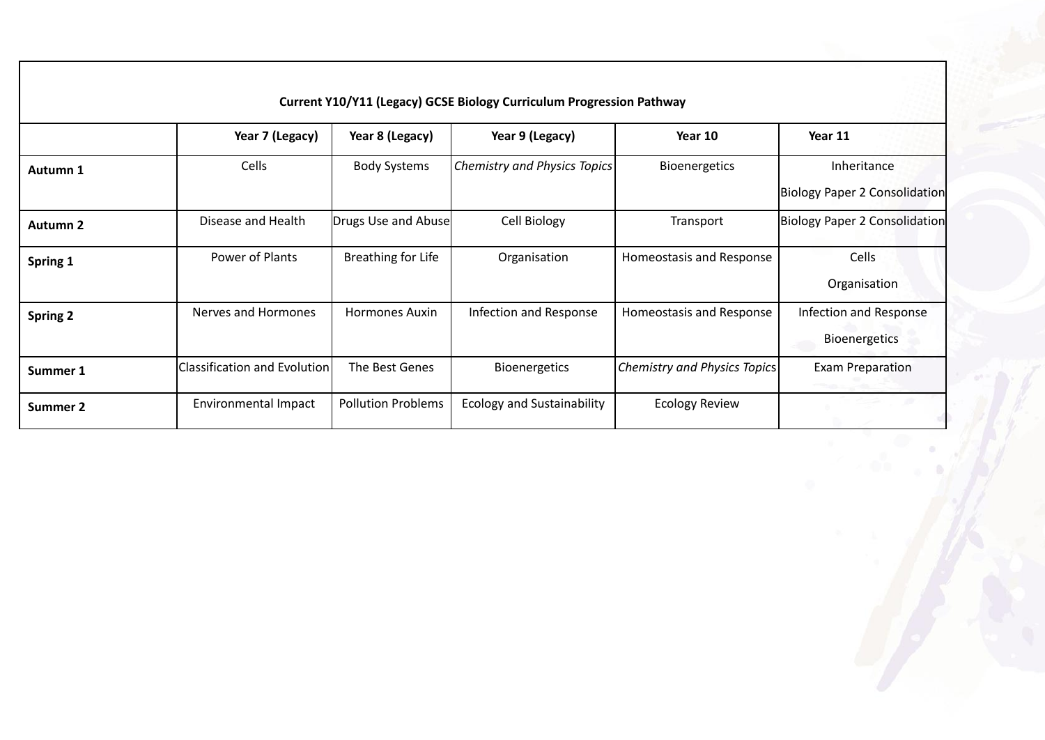| Current Y10/Y11 (Legacy) GCSE Biology Curriculum Progression Pathway | | | | | |
|---|---|---|---|---|---|
| | **Year 7 (Legacy)** | **Year 8 (Legacy)** | **Year 9 (Legacy)** | **Year 10** | **Year 11** |
| **Autumn 1** | Cells | Body Systems | *Chemistry and Physics Topics* | Bioenergetics | Inheritance<br>Biology Paper 2 Consolidation |
| **Autumn 2** | Disease and Health | Drugs Use and Abuse | Cell Biology | Transport | Biology Paper 2 Consolidation |
| **Spring 1** | Power of Plants | Breathing for Life | Organisation | Homeostasis and Response | Cells<br>Organisation |
| **Spring 2** | Nerves and Hormones | Hormones Auxin | Infection and Response | Homeostasis and Response | Infection and Response<br>Bioenergetics |
| **Summer 1** | Classification and Evolution | The Best Genes | Bioenergetics | *Chemistry and Physics Topics* | Exam Preparation |
| **Summer 2** | Environmental Impact | Pollution Problems | Ecology and Sustainability | Ecology Review | |